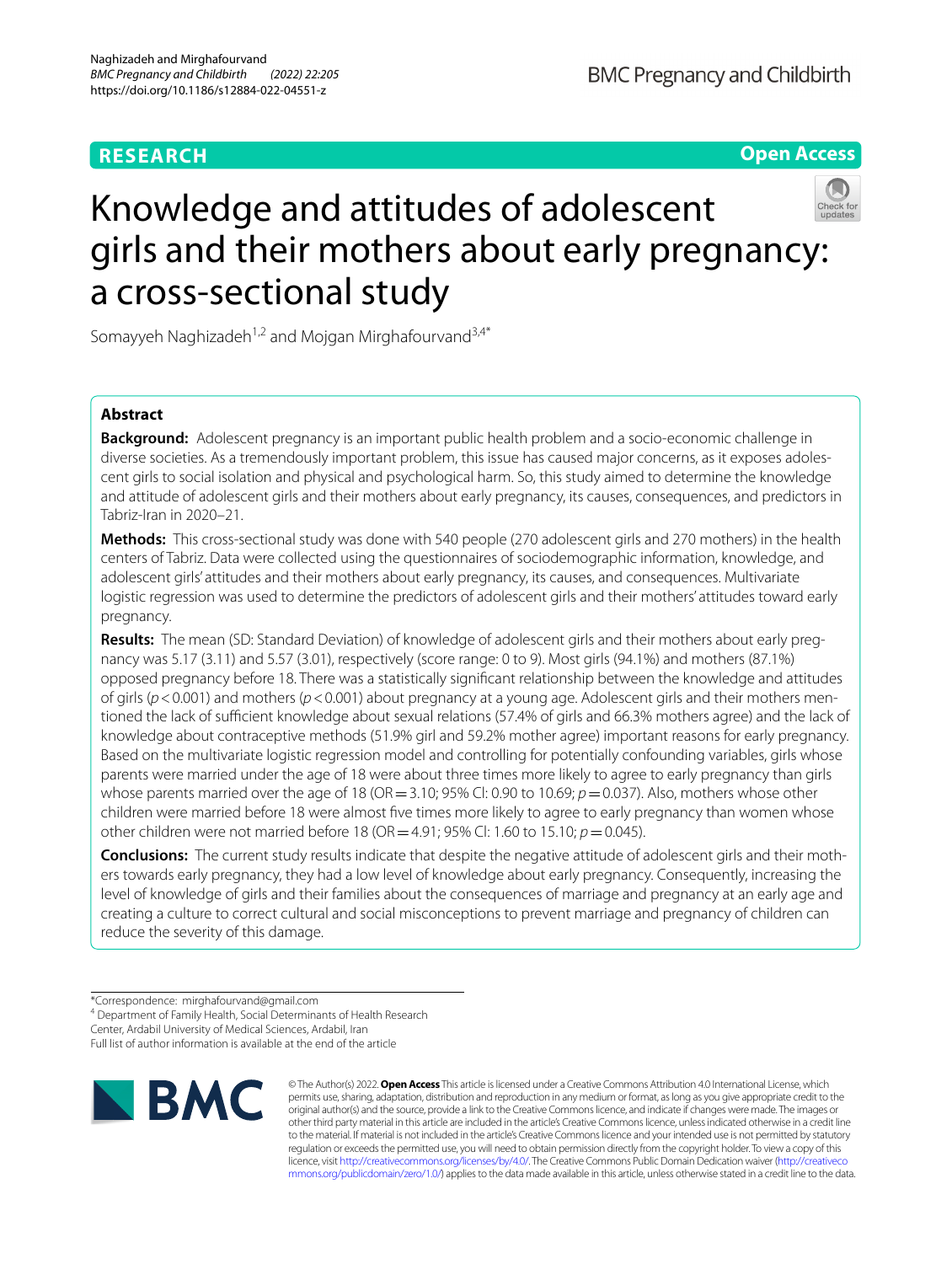**RESEARCH** **Open Access**

# Knowledge and attitudes of adolescent girls and their mothers about early pregnancy: a cross-sectional study

Somayyeh Naghizadeh[1,2] and Mojgan Mirghafourvand[3,4*]

## Abstract

**Background:** Adolescent pregnancy is an important public health problem and a socio-economic challenge in diverse societies. As a tremendously important problem, this issue has caused major concerns, as it exposes adolescent girls to social isolation and physical and psychological harm. So, this study aimed to determine the knowledge and attitude of adolescent girls and their mothers about early pregnancy, its causes, consequences, and predictors in Tabriz-Iran in 2020–21.

**Methods:** This cross-sectional study was done with 540 people (270 adolescent girls and 270 mothers) in the health centers of Tabriz. Data were collected using the questionnaires of sociodemographic information, knowledge, and adolescent girls' attitudes and their mothers about early pregnancy, its causes, and consequences. Multivariate logistic regression was used to determine the predictors of adolescent girls and their mothers' attitudes toward early pregnancy.

**Results:** The mean (SD: Standard Deviation) of knowledge of adolescent girls and their mothers about early pregnancy was 5.17 (3.11) and 5.57 (3.01), respectively (score range: 0 to 9). Most girls (94.1%) and mothers (87.1%) opposed pregnancy before 18. There was a statistically significant relationship between the knowledge and attitudes of girls ($p < 0.001$) and mothers ($p < 0.001$) about pregnancy at a young age. Adolescent girls and their mothers mentioned the lack of sufficient knowledge about sexual relations (57.4% of girls and 66.3% mothers agree) and the lack of knowledge about contraceptive methods (51.9% girl and 59.2% mother agree) important reasons for early pregnancy. Based on the multivariate logistic regression model and controlling for potentially confounding variables, girls whose parents were married under the age of 18 were about three times more likely to agree to early pregnancy than girls whose parents married over the age of 18 (OR = 3.10; 95% CI: 0.90 to 10.69; $p = 0.037$). Also, mothers whose other children were married before 18 were almost five times more likely to agree to early pregnancy than women whose other children were not married before 18 (OR = 4.91; 95% CI: 1.60 to 15.10; $p = 0.045$).

**Conclusions:** The current study results indicate that despite the negative attitude of adolescent girls and their mothers towards early pregnancy, they had a low level of knowledge about early pregnancy. Consequently, increasing the level of knowledge of girls and their families about the consequences of marriage and pregnancy at an early age and creating a culture to correct cultural and social misconceptions to prevent marriage and pregnancy of children can reduce the severity of this damage.

*Correspondence: mirghafourvand@gmail.com
[4] Department of Family Health, Social Determinants of Health Research Center, Ardabil University of Medical Sciences, Ardabil, Iran
Full list of author information is available at the end of the article

© The Author(s) 2022. **Open Access** This article is licensed under a Creative Commons Attribution 4.0 International License, which permits use, sharing, adaptation, distribution and reproduction in any medium or format, as long as you give appropriate credit to the original author(s) and the source, provide a link to the Creative Commons licence, and indicate if changes were made. The images or other third party material in this article are included in the article's Creative Commons licence, unless indicated otherwise in a credit line to the material. If material is not included in the article's Creative Commons licence and your intended use is not permitted by statutory regulation or exceeds the permitted use, you will need to obtain permission directly from the copyright holder. To view a copy of this licence, visit http://creativecommons.org/licenses/by/4.0/. The Creative Commons Public Domain Dedication waiver (http://creativecommons.org/publicdomain/zero/1.0/) applies to the data made available in this article, unless otherwise stated in a credit line to the data.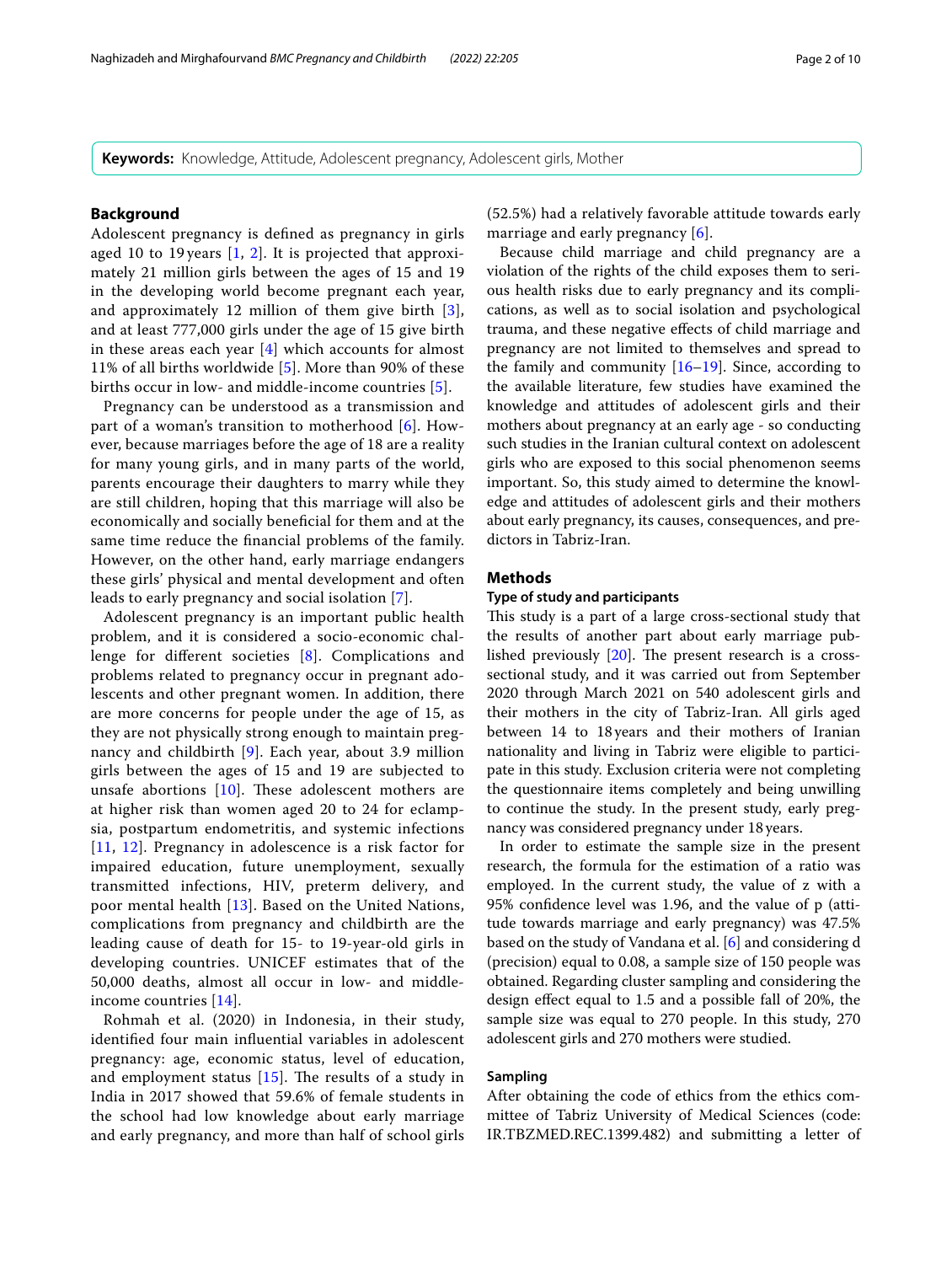**Keywords:** Knowledge, Attitude, Adolescent pregnancy, Adolescent girls, Mother

## Background

Adolescent pregnancy is defined as pregnancy in girls aged 10 to 19 years [1, 2]. It is projected that approximately 21 million girls between the ages of 15 and 19 in the developing world become pregnant each year, and approximately 12 million of them give birth [3], and at least 777,000 girls under the age of 15 give birth in these areas each year [4] which accounts for almost 11% of all births worldwide [5]. More than 90% of these births occur in low- and middle-income countries [5].

Pregnancy can be understood as a transmission and part of a woman's transition to motherhood [6]. However, because marriages before the age of 18 are a reality for many young girls, and in many parts of the world, parents encourage their daughters to marry while they are still children, hoping that this marriage will also be economically and socially beneficial for them and at the same time reduce the financial problems of the family. However, on the other hand, early marriage endangers these girls' physical and mental development and often leads to early pregnancy and social isolation [7].

Adolescent pregnancy is an important public health problem, and it is considered a socio-economic challenge for different societies [8]. Complications and problems related to pregnancy occur in pregnant adolescents and other pregnant women. In addition, there are more concerns for people under the age of 15, as they are not physically strong enough to maintain pregnancy and childbirth [9]. Each year, about 3.9 million girls between the ages of 15 and 19 are subjected to unsafe abortions [10]. These adolescent mothers are at higher risk than women aged 20 to 24 for eclampsia, postpartum endometritis, and systemic infections [11, 12]. Pregnancy in adolescence is a risk factor for impaired education, future unemployment, sexually transmitted infections, HIV, preterm delivery, and poor mental health [13]. Based on the United Nations, complications from pregnancy and childbirth are the leading cause of death for 15- to 19-year-old girls in developing countries. UNICEF estimates that of the 50,000 deaths, almost all occur in low- and middle-income countries [14].

Rohmah et al. (2020) in Indonesia, in their study, identified four main influential variables in adolescent pregnancy: age, economic status, level of education, and employment status [15]. The results of a study in India in 2017 showed that 59.6% of female students in the school had low knowledge about early marriage and early pregnancy, and more than half of school girls (52.5%) had a relatively favorable attitude towards early marriage and early pregnancy [6].

Because child marriage and child pregnancy are a violation of the rights of the child exposes them to serious health risks due to early pregnancy and its complications, as well as to social isolation and psychological trauma, and these negative effects of child marriage and pregnancy are not limited to themselves and spread to the family and community [16–19]. Since, according to the available literature, few studies have examined the knowledge and attitudes of adolescent girls and their mothers about pregnancy at an early age - so conducting such studies in the Iranian cultural context on adolescent girls who are exposed to this social phenomenon seems important. So, this study aimed to determine the knowledge and attitudes of adolescent girls and their mothers about early pregnancy, its causes, consequences, and predictors in Tabriz-Iran.

## Methods

### Type of study and participants

This study is a part of a large cross-sectional study that the results of another part about early marriage published previously [20]. The present research is a cross-sectional study, and it was carried out from September 2020 through March 2021 on 540 adolescent girls and their mothers in the city of Tabriz-Iran. All girls aged between 14 to 18 years and their mothers of Iranian nationality and living in Tabriz were eligible to participate in this study. Exclusion criteria were not completing the questionnaire items completely and being unwilling to continue the study. In the present study, early pregnancy was considered pregnancy under 18 years.

In order to estimate the sample size in the present research, the formula for the estimation of a ratio was employed. In the current study, the value of z with a 95% confidence level was 1.96, and the value of p (attitude towards marriage and early pregnancy) was 47.5% based on the study of Vandana et al. [6] and considering d (precision) equal to 0.08, a sample size of 150 people was obtained. Regarding cluster sampling and considering the design effect equal to 1.5 and a possible fall of 20%, the sample size was equal to 270 people. In this study, 270 adolescent girls and 270 mothers were studied.

### Sampling

After obtaining the code of ethics from the ethics committee of Tabriz University of Medical Sciences (code: IR.TBZMED.REC.1399.482) and submitting a letter of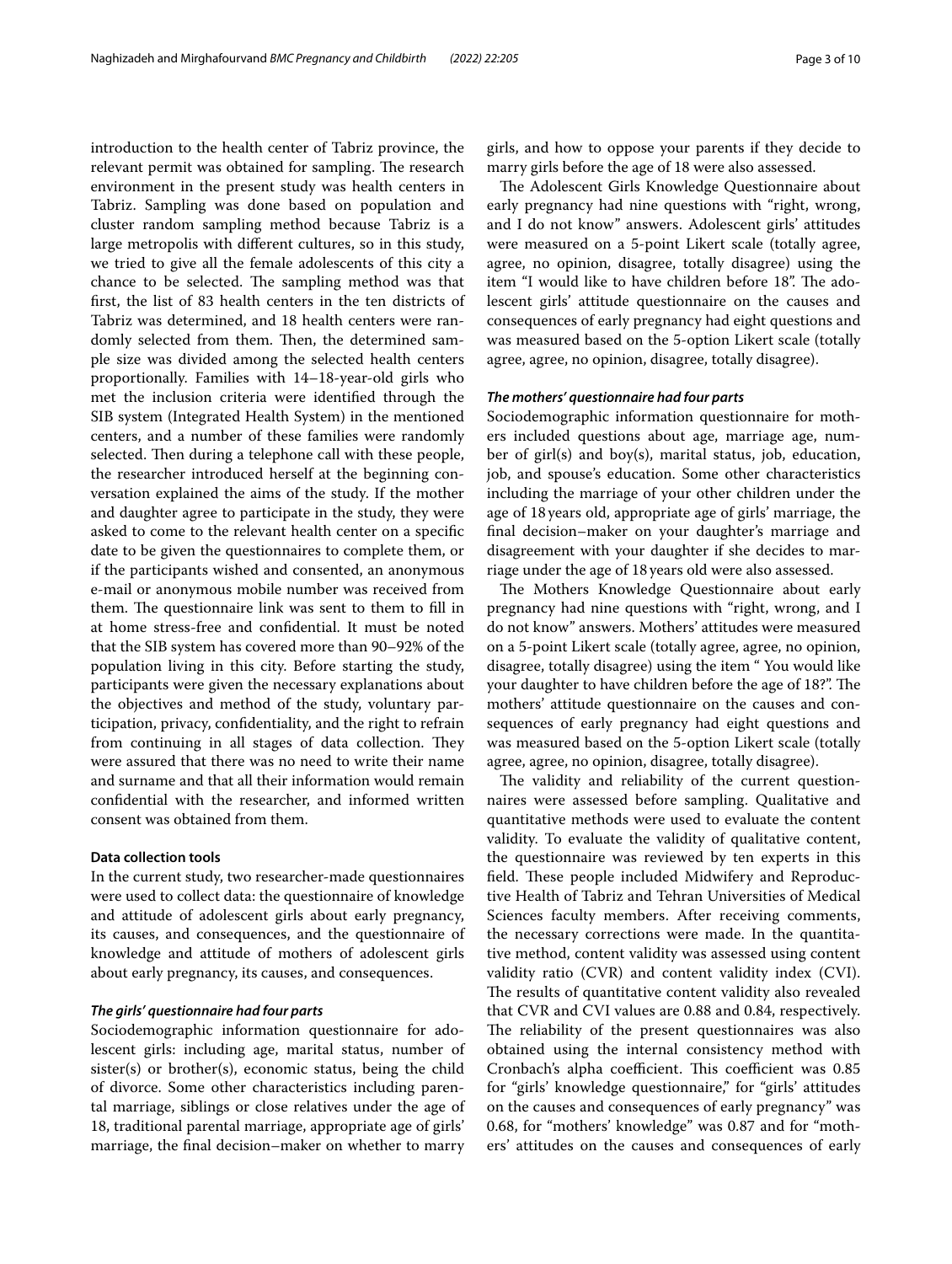introduction to the health center of Tabriz province, the relevant permit was obtained for sampling. The research environment in the present study was health centers in Tabriz. Sampling was done based on population and cluster random sampling method because Tabriz is a large metropolis with different cultures, so in this study, we tried to give all the female adolescents of this city a chance to be selected. The sampling method was that first, the list of 83 health centers in the ten districts of Tabriz was determined, and 18 health centers were randomly selected from them. Then, the determined sample size was divided among the selected health centers proportionally. Families with 14–18-year-old girls who met the inclusion criteria were identified through the SIB system (Integrated Health System) in the mentioned centers, and a number of these families were randomly selected. Then during a telephone call with these people, the researcher introduced herself at the beginning conversation explained the aims of the study. If the mother and daughter agree to participate in the study, they were asked to come to the relevant health center on a specific date to be given the questionnaires to complete them, or if the participants wished and consented, an anonymous e-mail or anonymous mobile number was received from them. The questionnaire link was sent to them to fill in at home stress-free and confidential. It must be noted that the SIB system has covered more than 90–92% of the population living in this city. Before starting the study, participants were given the necessary explanations about the objectives and method of the study, voluntary participation, privacy, confidentiality, and the right to refrain from continuing in all stages of data collection. They were assured that there was no need to write their name and surname and that all their information would remain confidential with the researcher, and informed written consent was obtained from them.

### Data collection tools

In the current study, two researcher-made questionnaires were used to collect data: the questionnaire of knowledge and attitude of adolescent girls about early pregnancy, its causes, and consequences, and the questionnaire of knowledge and attitude of mothers of adolescent girls about early pregnancy, its causes, and consequences.

#### *The girls' questionnaire had four parts*

Sociodemographic information questionnaire for adolescent girls: including age, marital status, number of sister(s) or brother(s), economic status, being the child of divorce. Some other characteristics including parental marriage, siblings or close relatives under the age of 18, traditional parental marriage, appropriate age of girls' marriage, the final decision–maker on whether to marry girls, and how to oppose your parents if they decide to marry girls before the age of 18 were also assessed.

The Adolescent Girls Knowledge Questionnaire about early pregnancy had nine questions with "right, wrong, and I do not know" answers. Adolescent girls' attitudes were measured on a 5-point Likert scale (totally agree, agree, no opinion, disagree, totally disagree) using the item "I would like to have children before 18". The adolescent girls' attitude questionnaire on the causes and consequences of early pregnancy had eight questions and was measured based on the 5-option Likert scale (totally agree, agree, no opinion, disagree, totally disagree).

#### *The mothers' questionnaire had four parts*

Sociodemographic information questionnaire for mothers included questions about age, marriage age, number of girl(s) and boy(s), marital status, job, education, job, and spouse's education. Some other characteristics including the marriage of your other children under the age of 18 years old, appropriate age of girls' marriage, the final decision–maker on your daughter's marriage and disagreement with your daughter if she decides to marriage under the age of 18 years old were also assessed.

The Mothers Knowledge Questionnaire about early pregnancy had nine questions with "right, wrong, and I do not know" answers. Mothers' attitudes were measured on a 5-point Likert scale (totally agree, agree, no opinion, disagree, totally disagree) using the item " You would like your daughter to have children before the age of 18?". The mothers' attitude questionnaire on the causes and consequences of early pregnancy had eight questions and was measured based on the 5-option Likert scale (totally agree, agree, no opinion, disagree, totally disagree).

The validity and reliability of the current questionnaires were assessed before sampling. Qualitative and quantitative methods were used to evaluate the content validity. To evaluate the validity of qualitative content, the questionnaire was reviewed by ten experts in this field. These people included Midwifery and Reproductive Health of Tabriz and Tehran Universities of Medical Sciences faculty members. After receiving comments, the necessary corrections were made. In the quantitative method, content validity was assessed using content validity ratio (CVR) and content validity index (CVI). The results of quantitative content validity also revealed that CVR and CVI values are 0.88 and 0.84, respectively. The reliability of the present questionnaires was also obtained using the internal consistency method with Cronbach's alpha coefficient. This coefficient was 0.85 for "girls' knowledge questionnaire," for "girls' attitudes on the causes and consequences of early pregnancy" was 0.68, for "mothers' knowledge" was 0.87 and for "mothers' attitudes on the causes and consequences of early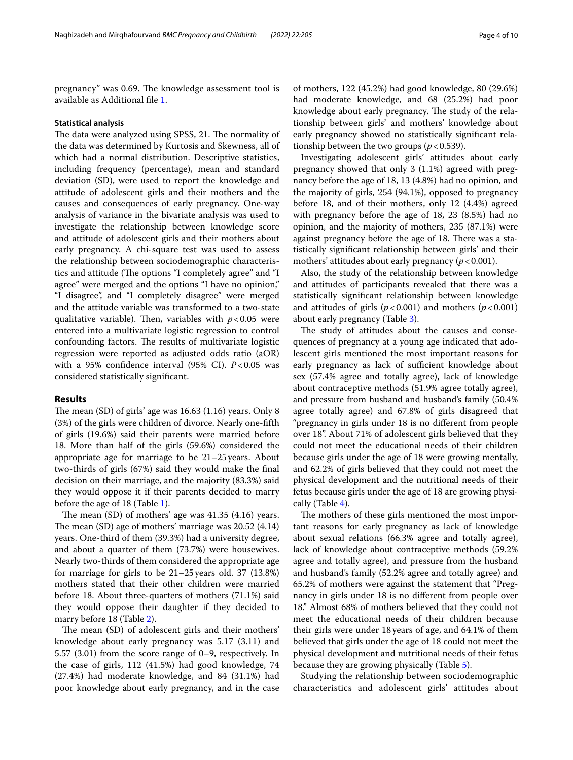pregnancy" was 0.69. The knowledge assessment tool is available as Additional file 1.

### Statistical analysis

The data were analyzed using SPSS, 21. The normality of the data was determined by Kurtosis and Skewness, all of which had a normal distribution. Descriptive statistics, including frequency (percentage), mean and standard deviation (SD), were used to report the knowledge and attitude of adolescent girls and their mothers and the causes and consequences of early pregnancy. One-way analysis of variance in the bivariate analysis was used to investigate the relationship between knowledge score and attitude of adolescent girls and their mothers about early pregnancy. A chi-square test was used to assess the relationship between sociodemographic characteristics and attitude (The options "I completely agree" and "I agree" were merged and the options "I have no opinion," "I disagree", and "I completely disagree" were merged and the attitude variable was transformed to a two-state qualitative variable). Then, variables with $p < 0.05$ were entered into a multivariate logistic regression to control confounding factors. The results of multivariate logistic regression were reported as adjusted odds ratio (aOR) with a 95% confidence interval (95% CI). $P < 0.05$ was considered statistically significant.

## Results

The mean (SD) of girls' age was 16.63 (1.16) years. Only 8 (3%) of the girls were children of divorce. Nearly one-fifth of girls (19.6%) said their parents were married before 18. More than half of the girls (59.6%) considered the appropriate age for marriage to be 21–25 years. About two-thirds of girls (67%) said they would make the final decision on their marriage, and the majority (83.3%) said they would oppose it if their parents decided to marry before the age of 18 (Table 1).

The mean (SD) of mothers' age was 41.35 (4.16) years. The mean (SD) age of mothers' marriage was 20.52 (4.14) years. One-third of them (39.3%) had a university degree, and about a quarter of them (73.7%) were housewives. Nearly two-thirds of them considered the appropriate age for marriage for girls to be 21–25 years old. 37 (13.8%) mothers stated that their other children were married before 18. About three-quarters of mothers (71.1%) said they would oppose their daughter if they decided to marry before 18 (Table 2).

The mean (SD) of adolescent girls and their mothers' knowledge about early pregnancy was 5.17 (3.11) and 5.57 (3.01) from the score range of 0–9, respectively. In the case of girls, 112 (41.5%) had good knowledge, 74 (27.4%) had moderate knowledge, and 84 (31.1%) had poor knowledge about early pregnancy, and in the case of mothers, 122 (45.2%) had good knowledge, 80 (29.6%) had moderate knowledge, and 68 (25.2%) had poor knowledge about early pregnancy. The study of the relationship between girls' and mothers' knowledge about early pregnancy showed no statistically significant relationship between the two groups ($p < 0.539$).

Investigating adolescent girls' attitudes about early pregnancy showed that only 3 (1.1%) agreed with pregnancy before the age of 18, 13 (4.8%) had no opinion, and the majority of girls, 254 (94.1%), opposed to pregnancy before 18, and of their mothers, only 12 (4.4%) agreed with pregnancy before the age of 18, 23 (8.5%) had no opinion, and the majority of mothers, 235 (87.1%) were against pregnancy before the age of 18. There was a statistically significant relationship between girls' and their mothers' attitudes about early pregnancy ($p < 0.001$).

Also, the study of the relationship between knowledge and attitudes of participants revealed that there was a statistically significant relationship between knowledge and attitudes of girls ($p < 0.001$) and mothers ($p < 0.001$) about early pregnancy (Table 3).

The study of attitudes about the causes and consequences of pregnancy at a young age indicated that adolescent girls mentioned the most important reasons for early pregnancy as lack of sufficient knowledge about sex (57.4% agree and totally agree), lack of knowledge about contraceptive methods (51.9% agree totally agree), and pressure from husband and husband's family (50.4% agree totally agree) and 67.8% of girls disagreed that "pregnancy in girls under 18 is no different from people over 18". About 71% of adolescent girls believed that they could not meet the educational needs of their children because girls under the age of 18 were growing mentally, and 62.2% of girls believed that they could not meet the physical development and the nutritional needs of their fetus because girls under the age of 18 are growing physically (Table 4).

The mothers of these girls mentioned the most important reasons for early pregnancy as lack of knowledge about sexual relations (66.3% agree and totally agree), lack of knowledge about contraceptive methods (59.2% agree and totally agree), and pressure from the husband and husband's family (52.2% agree and totally agree) and 65.2% of mothers were against the statement that "Pregnancy in girls under 18 is no different from people over 18." Almost 68% of mothers believed that they could not meet the educational needs of their children because their girls were under 18 years of age, and 64.1% of them believed that girls under the age of 18 could not meet the physical development and nutritional needs of their fetus because they are growing physically (Table 5).

Studying the relationship between sociodemographic characteristics and adolescent girls' attitudes about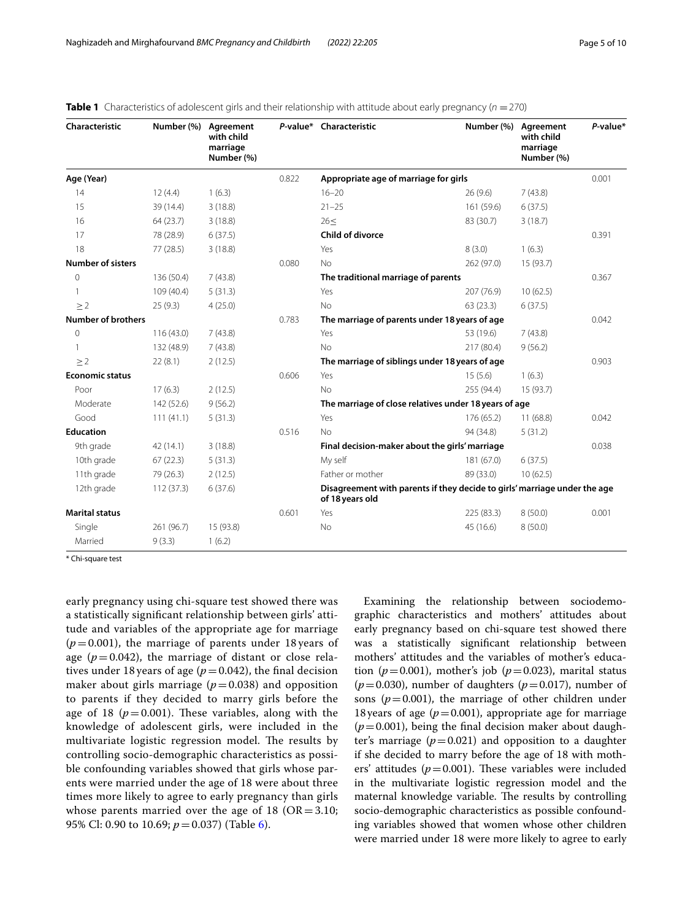**Table 1** Characteristics of adolescent girls and their relationship with attitude about early pregnancy ($n = 270$)

| Characteristic | Number (%) | Agreement with child marriage Number (%) | *P*-value* | Characteristic | Number (%) | Agreement with child marriage Number (%) | *P*-value* |
|---|---|---|---|---|---|---|---|
| **Age (Year)** | | | 0.822 | **Appropriate age of marriage for girls** | | | 0.001 |
| 14 | 12 (4.4) | 1 (6.3) | | 16–20 | 26 (9.6) | 7 (43.8) | |
| 15 | 39 (14.4) | 3 (18.8) | | 21–25 | 161 (59.6) | 6 (37.5) | |
| 16 | 64 (23.7) | 3 (18.8) | | 26≤ | 83 (30.7) | 3 (18.7) | |
| 17 | 78 (28.9) | 6 (37.5) | | **Child of divorce** | | | 0.391 |
| 18 | 77 (28.5) | 3 (18.8) | | Yes | 8 (3.0) | 1 (6.3) | |
| **Number of sisters** | | | 0.080 | No | 262 (97.0) | 15 (93.7) | |
| 0 | 136 (50.4) | 7 (43.8) | | **The traditional marriage of parents** | | | 0.367 |
| 1 | 109 (40.4) | 5 (31.3) | | Yes | 207 (76.9) | 10 (62.5) | |
| ≥ 2 | 25 (9.3) | 4 (25.0) | | No | 63 (23.3) | 6 (37.5) | |
| **Number of brothers** | | | 0.783 | **The marriage of parents under 18 years of age** | | | 0.042 |
| 0 | 116 (43.0) | 7 (43.8) | | Yes | 53 (19.6) | 7 (43.8) | |
| 1 | 132 (48.9) | 7 (43.8) | | No | 217 (80.4) | 9 (56.2) | |
| ≥ 2 | 22 (8.1) | 2 (12.5) | | **The marriage of siblings under 18 years of age** | | | 0.903 |
| **Economic status** | | | 0.606 | Yes | 15 (5.6) | 1 (6.3) | |
| Poor | 17 (6.3) | 2 (12.5) | | No | 255 (94.4) | 15 (93.7) | |
| Moderate | 142 (52.6) | 9 (56.2) | | **The marriage of close relatives under 18 years of age** | | | |
| Good | 111 (41.1) | 5 (31.3) | | Yes | 176 (65.2) | 11 (68.8) | 0.042 |
| **Education** | | | 0.516 | No | 94 (34.8) | 5 (31.2) | |
| 9th grade | 42 (14.1) | 3 (18.8) | | **Final decision-maker about the girls' marriage** | | | 0.038 |
| 10th grade | 67 (22.3) | 5 (31.3) | | My self | 181 (67.0) | 6 (37.5) | |
| 11th grade | 79 (26.3) | 2 (12.5) | | Father or mother | 89 (33.0) | 10 (62.5) | |
| 12th grade | 112 (37.3) | 6 (37.6) | | **Disagreement with parents if they decide to girls' marriage under the age of 18 years old** | | | |
| **Marital status** | | | 0.601 | Yes | 225 (83.3) | 8 (50.0) | 0.001 |
| Single | 261 (96.7) | 15 (93.8) | | No | 45 (16.6) | 8 (50.0) | |
| Married | 9 (3.3) | 1 (6.2) | | | | | |

\* Chi-square test

early pregnancy using chi-square test showed there was a statistically significant relationship between girls' attitude and variables of the appropriate age for marriage ($p = 0.001$), the marriage of parents under 18 years of age ($p = 0.042$), the marriage of distant or close relatives under 18 years of age ($p = 0.042$), the final decision maker about girls marriage ($p = 0.038$) and opposition to parents if they decided to marry girls before the age of 18 ($p = 0.001$). These variables, along with the knowledge of adolescent girls, were included in the multivariate logistic regression model. The results by controlling socio-demographic characteristics as possible confounding variables showed that girls whose parents were married under the age of 18 were about three times more likely to agree to early pregnancy than girls whose parents married over the age of 18 (OR = 3.10; 95% Cl: 0.90 to 10.69; $p = 0.037$) (Table 6).

Examining the relationship between sociodemographic characteristics and mothers' attitudes about early pregnancy based on chi-square test showed there was a statistically significant relationship between mothers' attitudes and the variables of mother's education ($p = 0.001$), mother's job ($p = 0.023$), marital status ($p = 0.030$), number of daughters ($p = 0.017$), number of sons ($p = 0.001$), the marriage of other children under 18 years of age ($p = 0.001$), appropriate age for marriage ($p = 0.001$), being the final decision maker about daughter's marriage ($p = 0.021$) and opposition to a daughter if she decided to marry before the age of 18 with mothers' attitudes ($p = 0.001$). These variables were included in the multivariate logistic regression model and the maternal knowledge variable. The results by controlling socio-demographic characteristics as possible confounding variables showed that women whose other children were married under 18 were more likely to agree to early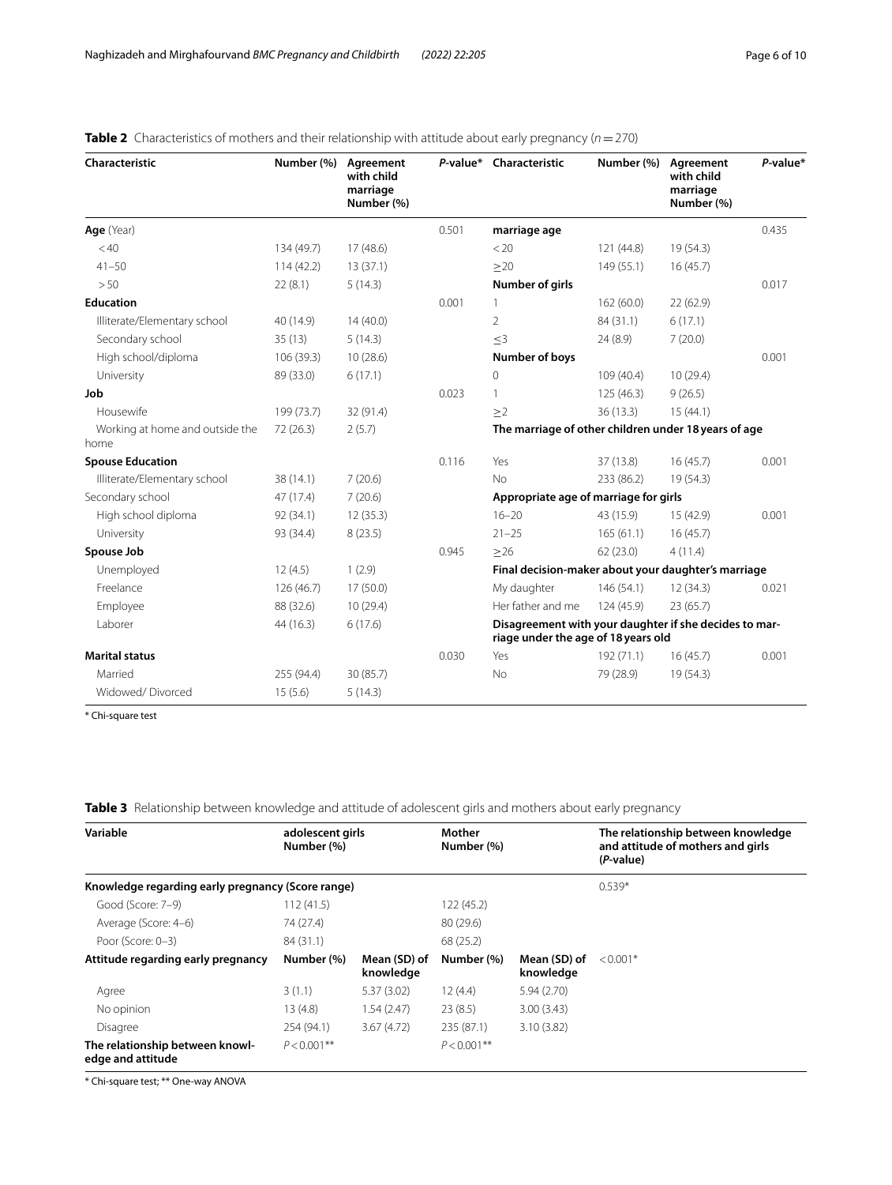**Table 2** Characteristics of mothers and their relationship with attitude about early pregnancy ($n = 270$)

| Characteristic | Number (%) | Agreement with child marriage Number (%) | *P*-value* | Characteristic | Number (%) | Agreement with child marriage Number (%) | *P*-value* |
|---|---|---|---|---|---|---|---|
| **Age** (Year) | | | 0.501 | **marriage age** | | | 0.435 |
| < 40 | 134 (49.7) | 17 (48.6) | | < 20 | 121 (44.8) | 19 (54.3) | |
| 41–50 | 114 (42.2) | 13 (37.1) | | ≥20 | 149 (55.1) | 16 (45.7) | |
| > 50 | 22 (8.1) | 5 (14.3) | | **Number of girls** | | | 0.017 |
| **Education** | | | 0.001 | 1 | 162 (60.0) | 22 (62.9) | |
| Illiterate/Elementary school | 40 (14.9) | 14 (40.0) | | 2 | 84 (31.1) | 6 (17.1) | |
| Secondary school | 35 (13) | 5 (14.3) | | ≤3 | 24 (8.9) | 7 (20.0) | |
| High school/diploma | 106 (39.3) | 10 (28.6) | | **Number of boys** | | | 0.001 |
| University | 89 (33.0) | 6 (17.1) | | 0 | 109 (40.4) | 10 (29.4) | |
| **Job** | | | 0.023 | 1 | 125 (46.3) | 9 (26.5) | |
| Housewife | 199 (73.7) | 32 (91.4) | | ≥2 | 36 (13.3) | 15 (44.1) | |
| Working at home and outside the home | 72 (26.3) | 2 (5.7) | | **The marriage of other children under 18 years of age** | | | |
| **Spouse Education** | | | 0.116 | Yes | 37 (13.8) | 16 (45.7) | 0.001 |
| Illiterate/Elementary school | 38 (14.1) | 7 (20.6) | | No | 233 (86.2) | 19 (54.3) | |
| Secondary school | 47 (17.4) | 7 (20.6) | | **Appropriate age of marriage for girls** | | | |
| High school diploma | 92 (34.1) | 12 (35.3) | | 16–20 | 43 (15.9) | 15 (42.9) | 0.001 |
| University | 93 (34.4) | 8 (23.5) | | 21–25 | 165 (61.1) | 16 (45.7) | |
| **Spouse Job** | | | 0.945 | ≥26 | 62 (23.0) | 4 (11.4) | |
| Unemployed | 12 (4.5) | 1 (2.9) | | **Final decision-maker about your daughter's marriage** | | | |
| Freelance | 126 (46.7) | 17 (50.0) | | My daughter | 146 (54.1) | 12 (34.3) | 0.021 |
| Employee | 88 (32.6) | 10 (29.4) | | Her father and me | 124 (45.9) | 23 (65.7) | |
| Laborer | 44 (16.3) | 6 (17.6) | | **Disagreement with your daughter if she decides to marriage under the age of 18 years old** | | | |
| **Marital status** | | | 0.030 | Yes | 192 (71.1) | 16 (45.7) | 0.001 |
| Married | 255 (94.4) | 30 (85.7) | | No | 79 (28.9) | 19 (54.3) | |
| Widowed/ Divorced | 15 (5.6) | 5 (14.3) | | | | | |

\* Chi-square test

**Table 3** Relationship between knowledge and attitude of adolescent girls and mothers about early pregnancy

| Variable | adolescent girls Number (%) | | Mother Number (%) | | The relationship between knowledge and attitude of mothers and girls (*P*-value) |
|---|---|---|---|---|---|
| **Knowledge regarding early pregnancy (Score range)** | | | | | 0.539* |
| Good (Score: 7–9) | 112 (41.5) | | 122 (45.2) | | |
| Average (Score: 4–6) | 74 (27.4) | | 80 (29.6) | | |
| Poor (Score: 0–3) | 84 (31.1) | | 68 (25.2) | | |
| **Attitude regarding early pregnancy** | **Number (%)** | **Mean (SD) of knowledge** | **Number (%)** | **Mean (SD) of knowledge** | < 0.001* |
| Agree | 3 (1.1) | 5.37 (3.02) | 12 (4.4) | 5.94 (2.70) | |
| No opinion | 13 (4.8) | 1.54 (2.47) | 23 (8.5) | 3.00 (3.43) | |
| Disagree | 254 (94.1) | 3.67 (4.72) | 235 (87.1) | 3.10 (3.82) | |
| **The relationship between knowledge and attitude** | $P < 0.001$** | | $P < 0.001$** | | |

\* Chi-square test; ** One-way ANOVA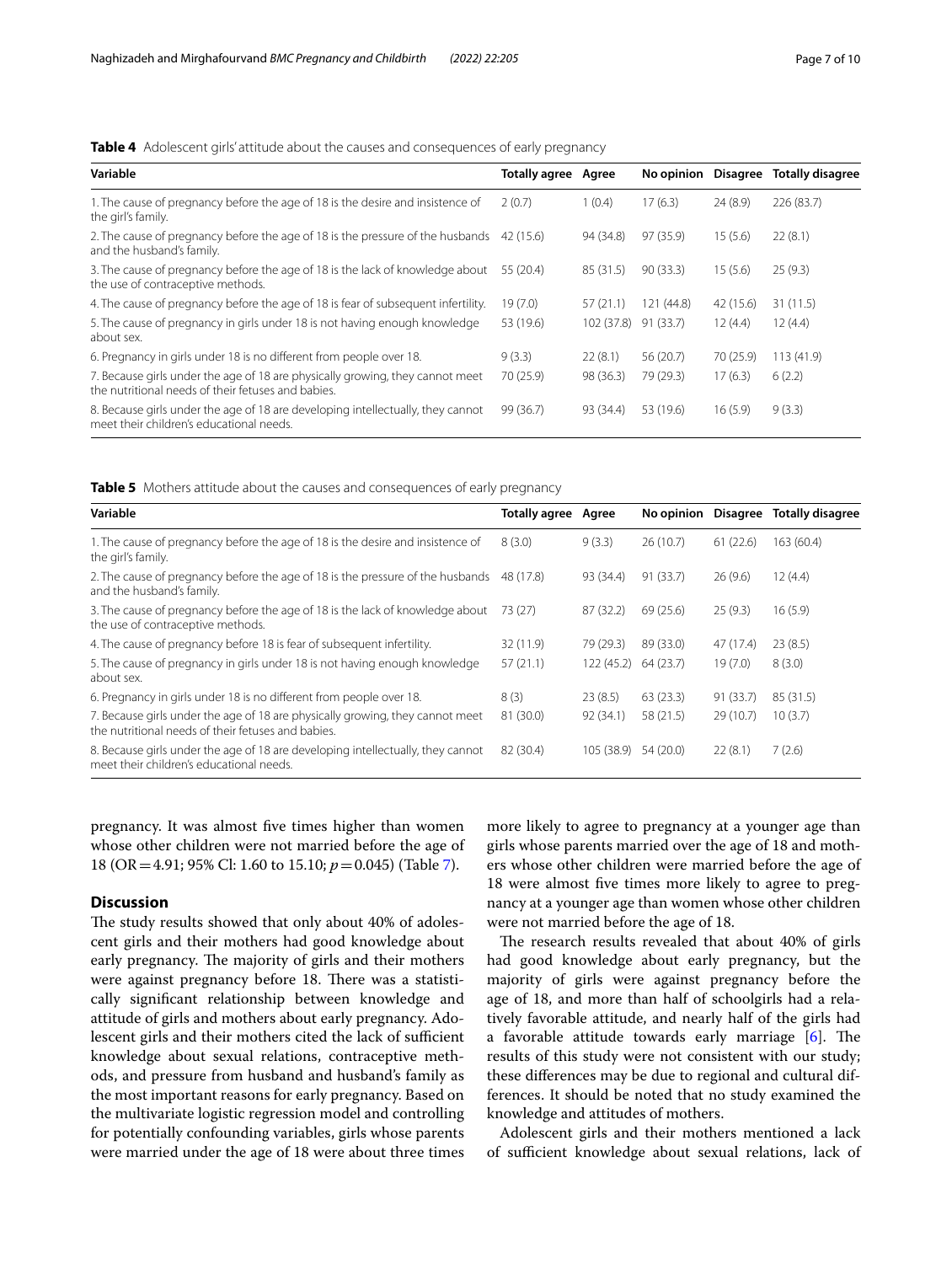**Table 4** Adolescent girls' attitude about the causes and consequences of early pregnancy

| Variable | Totally agree | Agree | No opinion | Disagree | Totally disagree |
|---|---|---|---|---|---|
| 1. The cause of pregnancy before the age of 18 is the desire and insistence of the girl's family. | 2 (0.7) | 1 (0.4) | 17 (6.3) | 24 (8.9) | 226 (83.7) |
| 2. The cause of pregnancy before the age of 18 is the pressure of the husbands and the husband's family. | 42 (15.6) | 94 (34.8) | 97 (35.9) | 15 (5.6) | 22 (8.1) |
| 3. The cause of pregnancy before the age of 18 is the lack of knowledge about the use of contraceptive methods. | 55 (20.4) | 85 (31.5) | 90 (33.3) | 15 (5.6) | 25 (9.3) |
| 4. The cause of pregnancy before the age of 18 is fear of subsequent infertility. | 19 (7.0) | 57 (21.1) | 121 (44.8) | 42 (15.6) | 31 (11.5) |
| 5. The cause of pregnancy in girls under 18 is not having enough knowledge about sex. | 53 (19.6) | 102 (37.8) | 91 (33.7) | 12 (4.4) | 12 (4.4) |
| 6. Pregnancy in girls under 18 is no different from people over 18. | 9 (3.3) | 22 (8.1) | 56 (20.7) | 70 (25.9) | 113 (41.9) |
| 7. Because girls under the age of 18 are physically growing, they cannot meet the nutritional needs of their fetuses and babies. | 70 (25.9) | 98 (36.3) | 79 (29.3) | 17 (6.3) | 6 (2.2) |
| 8. Because girls under the age of 18 are developing intellectually, they cannot meet their children's educational needs. | 99 (36.7) | 93 (34.4) | 53 (19.6) | 16 (5.9) | 9 (3.3) |

**Table 5** Mothers attitude about the causes and consequences of early pregnancy

| Variable | Totally agree | Agree | No opinion | Disagree | Totally disagree |
|---|---|---|---|---|---|
| 1. The cause of pregnancy before the age of 18 is the desire and insistence of the girl's family. | 8 (3.0) | 9 (3.3) | 26 (10.7) | 61 (22.6) | 163 (60.4) |
| 2. The cause of pregnancy before the age of 18 is the pressure of the husbands and the husband's family. | 48 (17.8) | 93 (34.4) | 91 (33.7) | 26 (9.6) | 12 (4.4) |
| 3. The cause of pregnancy before the age of 18 is the lack of knowledge about the use of contraceptive methods. | 73 (27) | 87 (32.2) | 69 (25.6) | 25 (9.3) | 16 (5.9) |
| 4. The cause of pregnancy before 18 is fear of subsequent infertility. | 32 (11.9) | 79 (29.3) | 89 (33.0) | 47 (17.4) | 23 (8.5) |
| 5. The cause of pregnancy in girls under 18 is not having enough knowledge about sex. | 57 (21.1) | 122 (45.2) | 64 (23.7) | 19 (7.0) | 8 (3.0) |
| 6. Pregnancy in girls under 18 is no different from people over 18. | 8 (3) | 23 (8.5) | 63 (23.3) | 91 (33.7) | 85 (31.5) |
| 7. Because girls under the age of 18 are physically growing, they cannot meet the nutritional needs of their fetuses and babies. | 81 (30.0) | 92 (34.1) | 58 (21.5) | 29 (10.7) | 10 (3.7) |
| 8. Because girls under the age of 18 are developing intellectually, they cannot meet their children's educational needs. | 82 (30.4) | 105 (38.9) | 54 (20.0) | 22 (8.1) | 7 (2.6) |

pregnancy. It was almost five times higher than women whose other children were not married before the age of 18 (OR = 4.91; 95% Cl: 1.60 to 15.10; $p = 0.045$) (Table 7).

## Discussion

The study results showed that only about 40% of adolescent girls and their mothers had good knowledge about early pregnancy. The majority of girls and their mothers were against pregnancy before 18. There was a statistically significant relationship between knowledge and attitude of girls and mothers about early pregnancy. Adolescent girls and their mothers cited the lack of sufficient knowledge about sexual relations, contraceptive methods, and pressure from husband and husband's family as the most important reasons for early pregnancy. Based on the multivariate logistic regression model and controlling for potentially confounding variables, girls whose parents were married under the age of 18 were about three times more likely to agree to pregnancy at a younger age than girls whose parents married over the age of 18 and mothers whose other children were married before the age of 18 were almost five times more likely to agree to pregnancy at a younger age than women whose other children were not married before the age of 18.

The research results revealed that about 40% of girls had good knowledge about early pregnancy, but the majority of girls were against pregnancy before the age of 18, and more than half of schoolgirls had a relatively favorable attitude, and nearly half of the girls had a favorable attitude towards early marriage [6]. The results of this study were not consistent with our study; these differences may be due to regional and cultural differences. It should be noted that no study examined the knowledge and attitudes of mothers.

Adolescent girls and their mothers mentioned a lack of sufficient knowledge about sexual relations, lack of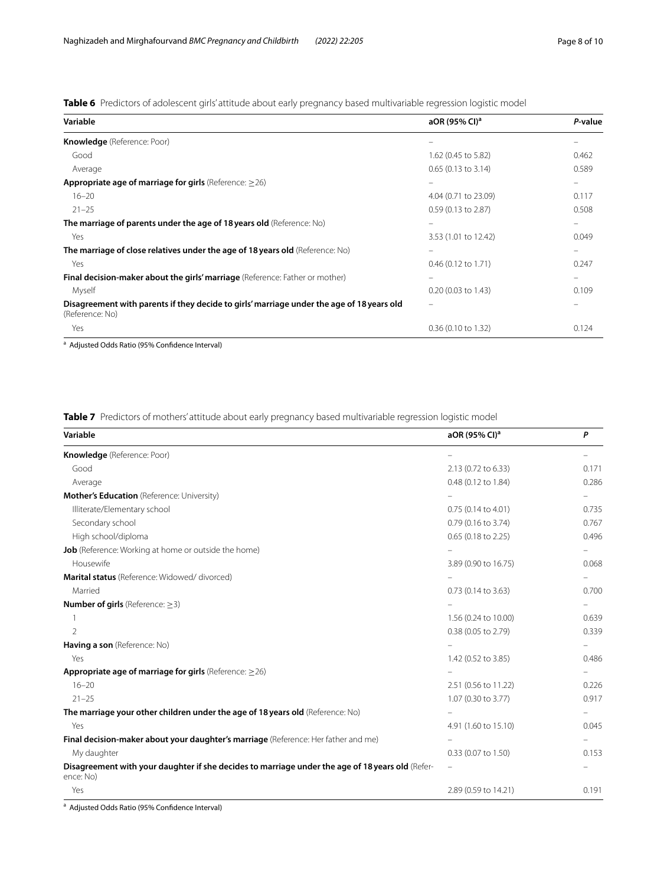**Table 6** Predictors of adolescent girls' attitude about early pregnancy based multivariable regression logistic model

| Variable | aOR (95% CI)[a] | *P*-value |
|---|---|---|
| **Knowledge** (Reference: Poor) | – | – |
| Good | 1.62 (0.45 to 5.82) | 0.462 |
| Average | 0.65 (0.13 to 3.14) | 0.589 |
| **Appropriate age of marriage for girls** (Reference: ≥26) | – | – |
| 16–20 | 4.04 (0.71 to 23.09) | 0.117 |
| 21–25 | 0.59 (0.13 to 2.87) | 0.508 |
| **The marriage of parents under the age of 18 years old** (Reference: No) | – | – |
| Yes | 3.53 (1.01 to 12.42) | 0.049 |
| **The marriage of close relatives under the age of 18 years old** (Reference: No) | – | – |
| Yes | 0.46 (0.12 to 1.71) | 0.247 |
| **Final decision-maker about the girls' marriage** (Reference: Father or mother) | – | – |
| Myself | 0.20 (0.03 to 1.43) | 0.109 |
| **Disagreement with parents if they decide to girls' marriage under the age of 18 years old** (Reference: No) | – | – |
| Yes | 0.36 (0.10 to 1.32) | 0.124 |

[a] Adjusted Odds Ratio (95% Confidence Interval)

**Table 7** Predictors of mothers' attitude about early pregnancy based multivariable regression logistic model

| Variable | aOR (95% CI)[a] | *P* |
|---|---|---|
| **Knowledge** (Reference: Poor) | – | – |
| Good | 2.13 (0.72 to 6.33) | 0.171 |
| Average | 0.48 (0.12 to 1.84) | 0.286 |
| **Mother's Education** (Reference: University) | – | – |
| Illiterate/Elementary school | 0.75 (0.14 to 4.01) | 0.735 |
| Secondary school | 0.79 (0.16 to 3.74) | 0.767 |
| High school/diploma | 0.65 (0.18 to 2.25) | 0.496 |
| **Job** (Reference: Working at home or outside the home) | – | – |
| Housewife | 3.89 (0.90 to 16.75) | 0.068 |
| **Marital status** (Reference: Widowed/ divorced) | – | – |
| Married | 0.73 (0.14 to 3.63) | 0.700 |
| **Number of girls** (Reference: ≥3) | – | – |
| 1 | 1.56 (0.24 to 10.00) | 0.639 |
| 2 | 0.38 (0.05 to 2.79) | 0.339 |
| **Having a son** (Reference: No) | – | – |
| Yes | 1.42 (0.52 to 3.85) | 0.486 |
| **Appropriate age of marriage for girls** (Reference: ≥26) | – | – |
| 16–20 | 2.51 (0.56 to 11.22) | 0.226 |
| 21–25 | 1.07 (0.30 to 3.77) | 0.917 |
| **The marriage your other children under the age of 18 years old** (Reference: No) | – | – |
| Yes | 4.91 (1.60 to 15.10) | 0.045 |
| **Final decision-maker about your daughter's marriage** (Reference: Her father and me) | – | – |
| My daughter | 0.33 (0.07 to 1.50) | 0.153 |
| **Disagreement with your daughter if she decides to marriage under the age of 18 years old** (Reference: No) | – | – |
| Yes | 2.89 (0.59 to 14.21) | 0.191 |

[a] Adjusted Odds Ratio (95% Confidence Interval)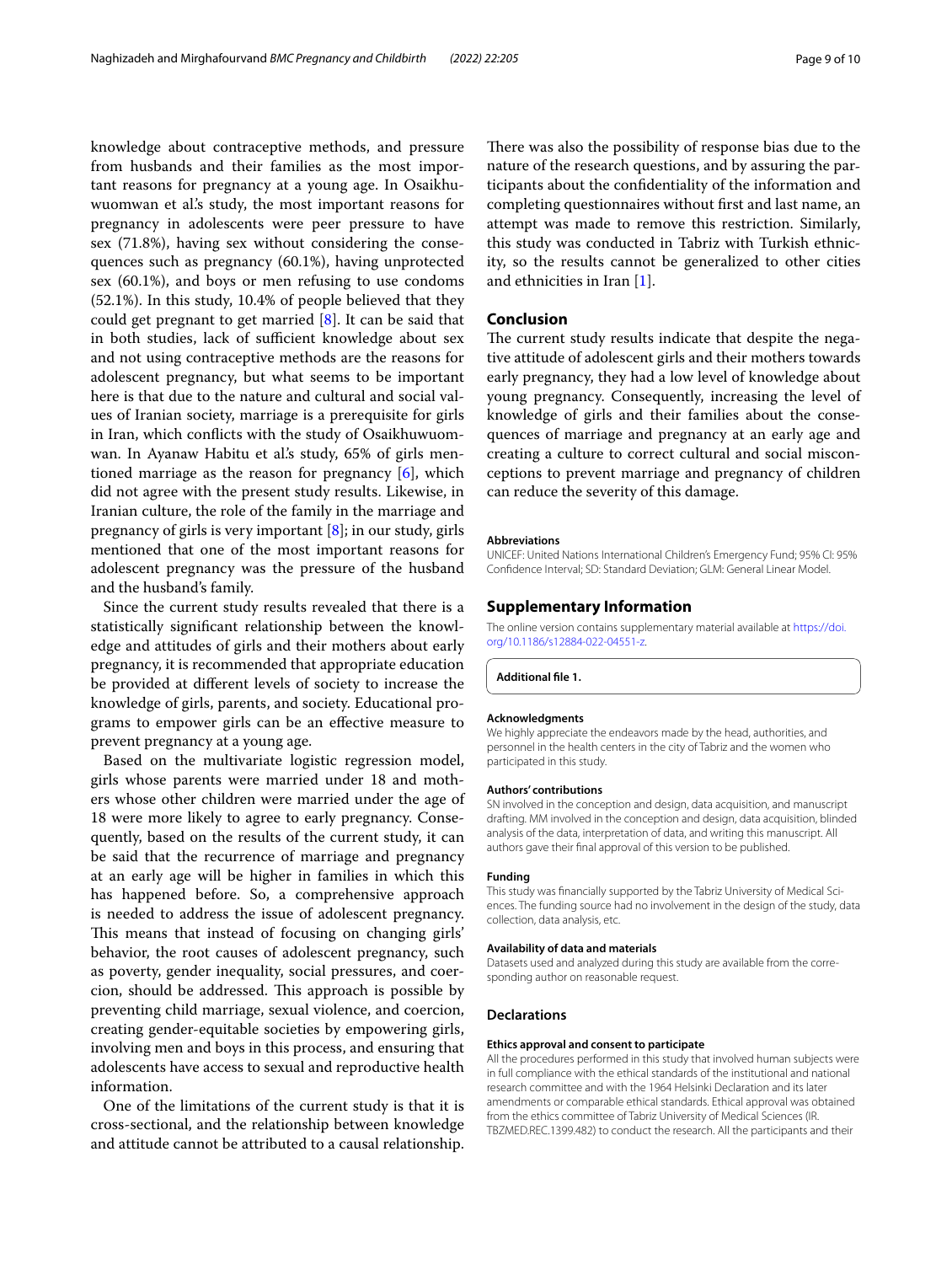knowledge about contraceptive methods, and pressure from husbands and their families as the most important reasons for pregnancy at a young age. In Osaikhuwuomwan et al.'s study, the most important reasons for pregnancy in adolescents were peer pressure to have sex (71.8%), having sex without considering the consequences such as pregnancy (60.1%), having unprotected sex (60.1%), and boys or men refusing to use condoms (52.1%). In this study, 10.4% of people believed that they could get pregnant to get married [8]. It can be said that in both studies, lack of sufficient knowledge about sex and not using contraceptive methods are the reasons for adolescent pregnancy, but what seems to be important here is that due to the nature and cultural and social values of Iranian society, marriage is a prerequisite for girls in Iran, which conflicts with the study of Osaikhuwuomwan. In Ayanaw Habitu et al.'s study, 65% of girls mentioned marriage as the reason for pregnancy [6], which did not agree with the present study results. Likewise, in Iranian culture, the role of the family in the marriage and pregnancy of girls is very important [8]; in our study, girls mentioned that one of the most important reasons for adolescent pregnancy was the pressure of the husband and the husband's family.

Since the current study results revealed that there is a statistically significant relationship between the knowledge and attitudes of girls and their mothers about early pregnancy, it is recommended that appropriate education be provided at different levels of society to increase the knowledge of girls, parents, and society. Educational programs to empower girls can be an effective measure to prevent pregnancy at a young age.

Based on the multivariate logistic regression model, girls whose parents were married under 18 and mothers whose other children were married under the age of 18 were more likely to agree to early pregnancy. Consequently, based on the results of the current study, it can be said that the recurrence of marriage and pregnancy at an early age will be higher in families in which this has happened before. So, a comprehensive approach is needed to address the issue of adolescent pregnancy. This means that instead of focusing on changing girls' behavior, the root causes of adolescent pregnancy, such as poverty, gender inequality, social pressures, and coercion, should be addressed. This approach is possible by preventing child marriage, sexual violence, and coercion, creating gender-equitable societies by empowering girls, involving men and boys in this process, and ensuring that adolescents have access to sexual and reproductive health information.

One of the limitations of the current study is that it is cross-sectional, and the relationship between knowledge and attitude cannot be attributed to a causal relationship. There was also the possibility of response bias due to the nature of the research questions, and by assuring the participants about the confidentiality of the information and completing questionnaires without first and last name, an attempt was made to remove this restriction. Similarly, this study was conducted in Tabriz with Turkish ethnicity, so the results cannot be generalized to other cities and ethnicities in Iran [1].

## Conclusion

The current study results indicate that despite the negative attitude of adolescent girls and their mothers towards early pregnancy, they had a low level of knowledge about young pregnancy. Consequently, increasing the level of knowledge of girls and their families about the consequences of marriage and pregnancy at an early age and creating a culture to correct cultural and social misconceptions to prevent marriage and pregnancy of children can reduce the severity of this damage.

#### Abbreviations

UNICEF: United Nations International Children's Emergency Fund; 95% CI: 95% Confidence Interval; SD: Standard Deviation; GLM: General Linear Model.

## Supplementary Information

The online version contains supplementary material available at https://doi.org/10.1186/s12884-022-04551-z.

**Additional file 1.**

#### Acknowledgments

We highly appreciate the endeavors made by the head, authorities, and personnel in the health centers in the city of Tabriz and the women who participated in this study.

#### Authors' contributions

SN involved in the conception and design, data acquisition, and manuscript drafting. MM involved in the conception and design, data acquisition, blinded analysis of the data, interpretation of data, and writing this manuscript. All authors gave their final approval of this version to be published.

#### Funding

This study was financially supported by the Tabriz University of Medical Sciences. The funding source had no involvement in the design of the study, data collection, data analysis, etc.

#### Availability of data and materials

Datasets used and analyzed during this study are available from the corresponding author on reasonable request.

## Declarations

#### Ethics approval and consent to participate

All the procedures performed in this study that involved human subjects were in full compliance with the ethical standards of the institutional and national research committee and with the 1964 Helsinki Declaration and its later amendments or comparable ethical standards. Ethical approval was obtained from the ethics committee of Tabriz University of Medical Sciences (IR.TBZMED.REC.1399.482) to conduct the research. All the participants and their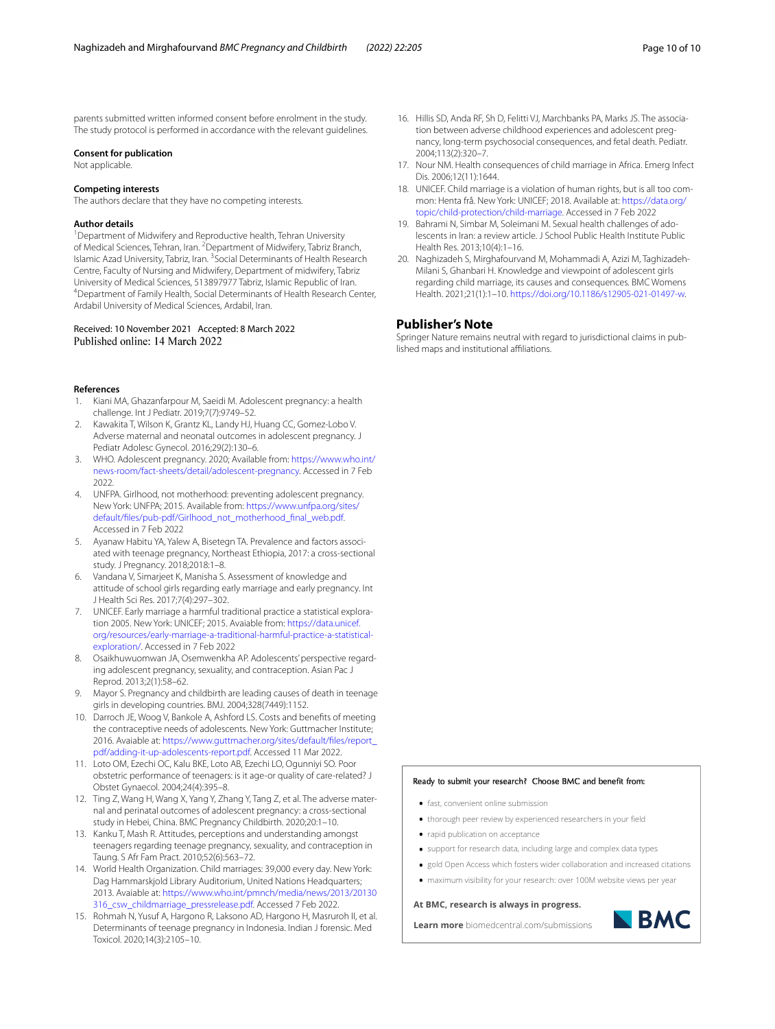parents submitted written informed consent before enrolment in the study. The study protocol is performed in accordance with the relevant guidelines.

### Consent for publication

Not applicable.

### Competing interests

The authors declare that they have no competing interests.

### Author details

[1]Department of Midwifery and Reproductive health, Tehran University of Medical Sciences, Tehran, Iran. [2]Department of Midwifery, Tabriz Branch, Islamic Azad University, Tabriz, Iran. [3]Social Determinants of Health Research Centre, Faculty of Nursing and Midwifery, Department of midwifery, Tabriz University of Medical Sciences, 513897977 Tabriz, Islamic Republic of Iran. [4]Department of Family Health, Social Determinants of Health Research Center, Ardabil University of Medical Sciences, Ardabil, Iran.

Received: 10 November 2021 Accepted: 8 March 2022
Published online: 14 March 2022

### References

1. Kiani MA, Ghazanfarpour M, Saeidi M. Adolescent pregnancy: a health challenge. Int J Pediatr. 2019;7(7):9749–52.
2. Kawakita T, Wilson K, Grantz KL, Landy HJ, Huang CC, Gomez-Lobo V. Adverse maternal and neonatal outcomes in adolescent pregnancy. J Pediatr Adolesc Gynecol. 2016;29(2):130–6.
3. WHO. Adolescent pregnancy. 2020; Available from: https://www.who.int/news-room/fact-sheets/detail/adolescent-pregnancy. Accessed in 7 Feb 2022.
4. UNFPA. Girlhood, not motherhood: preventing adolescent pregnancy. New York: UNFPA; 2015. Available from: https://www.unfpa.org/sites/default/files/pub-pdf/Girlhood_not_motherhood_final_web.pdf. Accessed in 7 Feb 2022
5. Ayanaw Habitu YA, Yalew A, Bisetegn TA. Prevalence and factors associated with teenage pregnancy, Northeast Ethiopia, 2017: a cross-sectional study. J Pregnancy. 2018;2018:1–8.
6. Vandana V, Simarjeet K, Manisha S. Assessment of knowledge and attitude of school girls regarding early marriage and early pregnancy. Int J Health Sci Res. 2017;7(4):297–302.
7. UNICEF. Early marriage a harmful traditional practice a statistical exploration 2005. New York: UNICEF; 2015. Avaiable from: https://data.unicef.org/resources/early-marriage-a-traditional-harmful-practice-a-statistical-exploration/. Accessed in 7 Feb 2022
8. Osaikhuwuomwan JA, Osemwenkha AP. Adolescents' perspective regarding adolescent pregnancy, sexuality, and contraception. Asian Pac J Reprod. 2013;2(1):58–62.
9. Mayor S. Pregnancy and childbirth are leading causes of death in teenage girls in developing countries. BMJ. 2004;328(7449):1152.
10. Darroch JE, Woog V, Bankole A, Ashford LS. Costs and benefits of meeting the contraceptive needs of adolescents. New York: Guttmacher Institute; 2016. Avaiable at: https://www.guttmacher.org/sites/default/files/report_pdf/adding-it-up-adolescents-report.pdf. Accessed 11 Mar 2022.
11. Loto OM, Ezechi OC, Kalu BKE, Loto AB, Ezechi LO, Ogunniyi SO. Poor obstetric performance of teenagers: is it age-or quality of care-related? J Obstet Gynaecol. 2004;24(4):395–8.
12. Ting Z, Wang H, Wang X, Yang Y, Zhang Y, Tang Z, et al. The adverse maternal and perinatal outcomes of adolescent pregnancy: a cross-sectional study in Hebei, China. BMC Pregnancy Childbirth. 2020;20:1–10.
13. Kanku T, Mash R. Attitudes, perceptions and understanding amongst teenagers regarding teenage pregnancy, sexuality, and contraception in Taung. S Afr Fam Pract. 2010;52(6):563–72.
14. World Health Organization. Child marriages: 39,000 every day. New York: Dag Hammarskjold Library Auditorium, United Nations Headquarters; 2013. Avaiable at: https://www.who.int/pmnch/media/news/2013/20130316_csw_childmarriage_pressrelease.pdf. Accessed 7 Feb 2022.
15. Rohmah N, Yusuf A, Hargono R, Laksono AD, Hargono H, Masruroh II, et al. Determinants of teenage pregnancy in Indonesia. Indian J forensic. Med Toxicol. 2020;14(3):2105–10.
16. Hillis SD, Anda RF, Sh D, Felitti VJ, Marchbanks PA, Marks JS. The association between adverse childhood experiences and adolescent pregnancy, long-term psychosocial consequences, and fetal death. Pediatr. 2004;113(2):320–7.
17. Nour NM. Health consequences of child marriage in Africa. Emerg Infect Dis. 2006;12(11):1644.
18. UNICEF. Child marriage is a violation of human rights, but is all too common: Henta frå. New York: UNICEF; 2018. Available at: https://data.org/topic/child-protection/child-marriage. Accessed in 7 Feb 2022
19. Bahrami N, Simbar M, Soleimani M. Sexual health challenges of adolescents in Iran: a review article. J School Public Health Institute Public Health Res. 2013;10(4):1–16.
20. Naghizadeh S, Mirghafourvand M, Mohammadi A, Azizi M, Taghizadeh-Milani S, Ghanbari H. Knowledge and viewpoint of adolescent girls regarding child marriage, its causes and consequences. BMC Womens Health. 2021;21(1):1–10. https://doi.org/10.1186/s12905-021-01497-w.

## Publisher's Note

Springer Nature remains neutral with regard to jurisdictional claims in published maps and institutional affiliations.

Ready to submit your research? Choose BMC and benefit from:

- fast, convenient online submission
- thorough peer review by experienced researchers in your field
- rapid publication on acceptance
- support for research data, including large and complex data types
- gold Open Access which fosters wider collaboration and increased citations
- maximum visibility for your research: over 100M website views per year

**At BMC, research is always in progress.**

**Learn more** biomedcentral.com/submissions

BMC